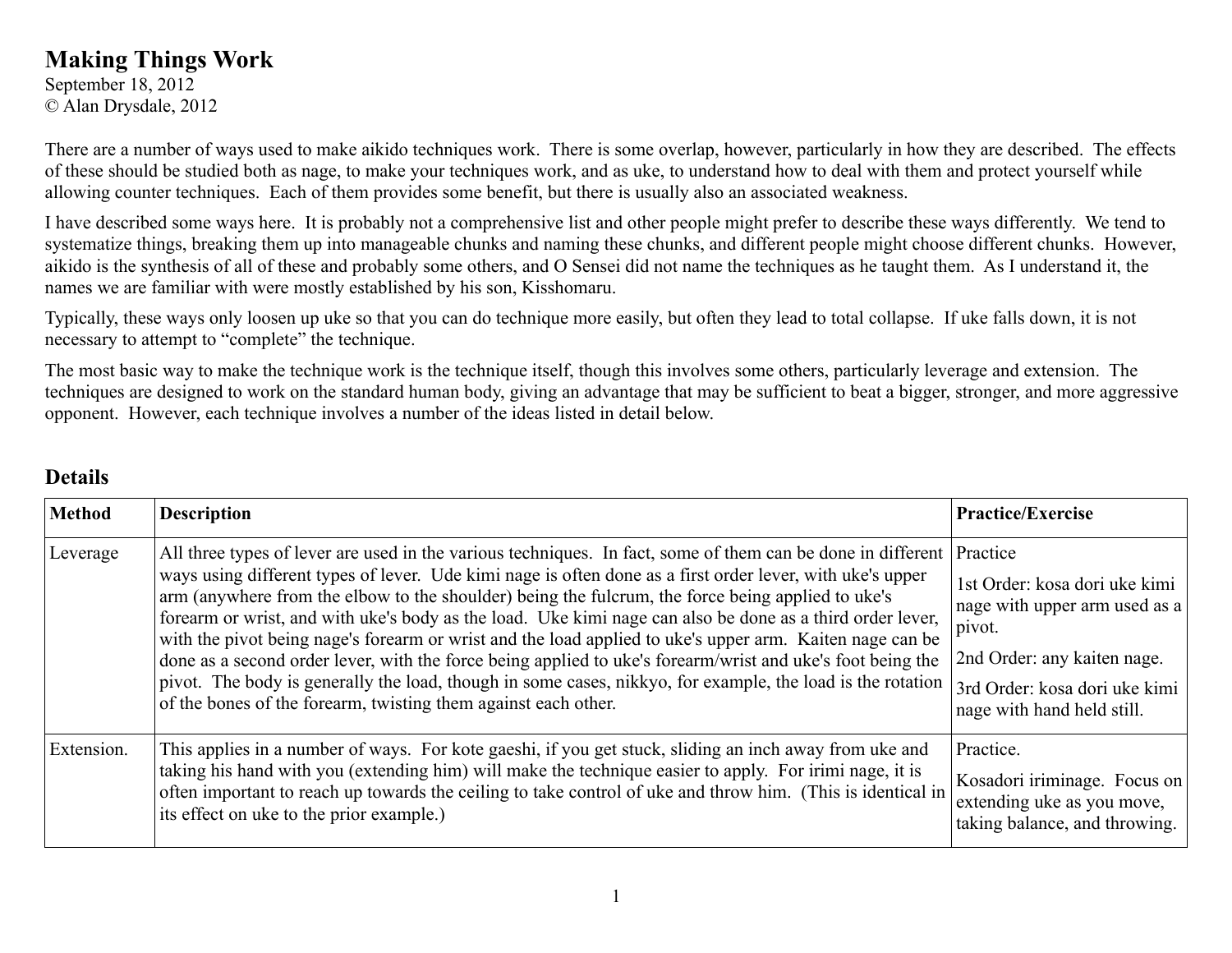# Making Things Work

September 18, 2012
© Alan Drysdale, 2012

There are a number of ways used to make aikido techniques work. There is some overlap, however, particularly in how they are described. The effects of these should be studied both as nage, to make your techniques work, and as uke, to understand how to deal with them and protect yourself while allowing counter techniques. Each of them provides some benefit, but there is usually also an associated weakness.

I have described some ways here. It is probably not a comprehensive list and other people might prefer to describe these ways differently. We tend to systematize things, breaking them up into manageable chunks and naming these chunks, and different people might choose different chunks. However, aikido is the synthesis of all of these and probably some others, and O Sensei did not name the techniques as he taught them. As I understand it, the names we are familiar with were mostly established by his son, Kisshomaru.

Typically, these ways only loosen up uke so that you can do technique more easily, but often they lead to total collapse. If uke falls down, it is not necessary to attempt to "complete" the technique.

The most basic way to make the technique work is the technique itself, though this involves some others, particularly leverage and extension. The techniques are designed to work on the standard human body, giving an advantage that may be sufficient to beat a bigger, stronger, and more aggressive opponent. However, each technique involves a number of the ideas listed in detail below.

## Details

| Method | Description | Practice/Exercise |
|---|---|---|
| Leverage | All three types of lever are used in the various techniques. In fact, some of them can be done in different ways using different types of lever. Ude kimi nage is often done as a first order lever, with uke's upper arm (anywhere from the elbow to the shoulder) being the fulcrum, the force being applied to uke's forearm or wrist, and with uke's body as the load. Uke kimi nage can also be done as a third order lever, with the pivot being nage's forearm or wrist and the load applied to uke's upper arm. Kaiten nage can be done as a second order lever, with the force being applied to uke's forearm/wrist and uke's foot being the pivot. The body is generally the load, though in some cases, nikkyo, for example, the load is the rotation of the bones of the forearm, twisting them against each other. | Practice<br>1st Order: kosa dori uke kimi nage with upper arm used as a pivot.<br>2nd Order: any kaiten nage.<br>3rd Order: kosa dori uke kimi nage with hand held still. |
| Extension. | This applies in a number of ways. For kote gaeshi, if you get stuck, sliding an inch away from uke and taking his hand with you (extending him) will make the technique easier to apply. For irimi nage, it is often important to reach up towards the ceiling to take control of uke and throw him. (This is identical in its effect on uke to the prior example.) | Practice.<br>Kosadori iriminage. Focus on extending uke as you move, taking balance, and throwing. |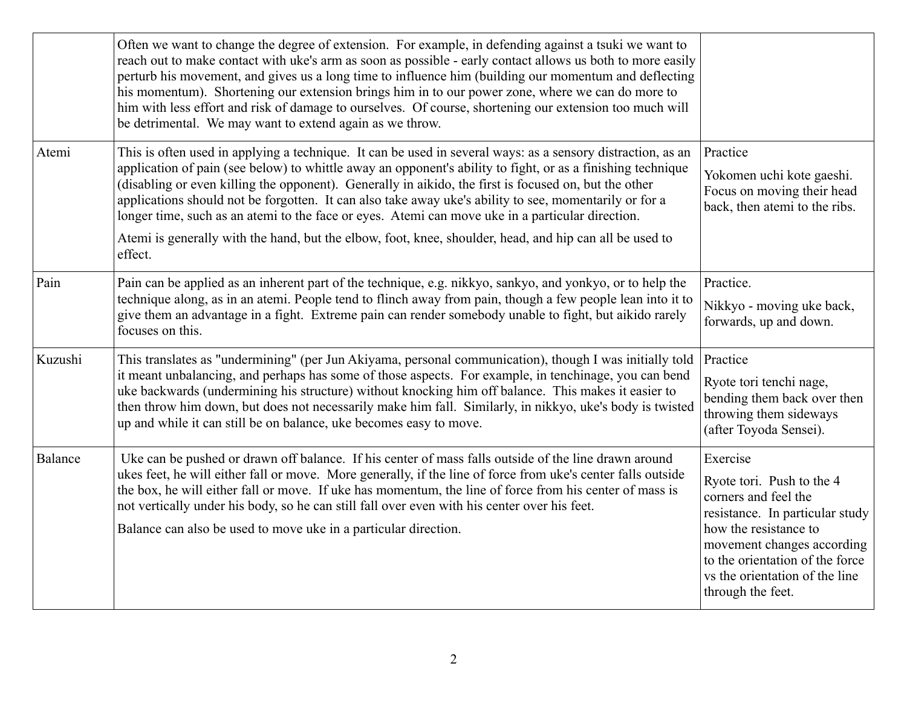| | | |
|---|---|---|
| | Often we want to change the degree of extension. For example, in defending against a tsuki we want to reach out to make contact with uke's arm as soon as possible - early contact allows us both to more easily perturb his movement, and gives us a long time to influence him (building our momentum and deflecting his momentum). Shortening our extension brings him in to our power zone, where we can do more to him with less effort and risk of damage to ourselves. Of course, shortening our extension too much will be detrimental. We may want to extend again as we throw. | |
| Atemi | This is often used in applying a technique. It can be used in several ways: as a sensory distraction, as an application of pain (see below) to whittle away an opponent's ability to fight, or as a finishing technique (disabling or even killing the opponent). Generally in aikido, the first is focused on, but the other applications should not be forgotten. It can also take away uke's ability to see, momentarily or for a longer time, such as an atemi to the face or eyes. Atemi can move uke in a particular direction.<br><br>Atemi is generally with the hand, but the elbow, foot, knee, shoulder, head, and hip can all be used to effect. | Practice<br><br>Yokomen uchi kote gaeshi. Focus on moving their head back, then atemi to the ribs. |
| Pain | Pain can be applied as an inherent part of the technique, e.g. nikkyo, sankyo, and yonkyo, or to help the technique along, as in an atemi. People tend to flinch away from pain, though a few people lean into it to give them an advantage in a fight. Extreme pain can render somebody unable to fight, but aikido rarely focuses on this. | Practice.<br><br>Nikkyo - moving uke back, forwards, up and down. |
| Kuzushi | This translates as "undermining" (per Jun Akiyama, personal communication), though I was initially told it meant unbalancing, and perhaps has some of those aspects. For example, in tenchinage, you can bend uke backwards (undermining his structure) without knocking him off balance. This makes it easier to then throw him down, but does not necessarily make him fall. Similarly, in nikkyo, uke's body is twisted up and while it can still be on balance, uke becomes easy to move. | Practice<br><br>Ryote tori tenchi nage, bending them back over then throwing them sideways (after Toyoda Sensei). |
| Balance | Uke can be pushed or drawn off balance. If his center of mass falls outside of the line drawn around ukes feet, he will either fall or move. More generally, if the line of force from uke's center falls outside the box, he will either fall or move. If uke has momentum, the line of force from his center of mass is not vertically under his body, so he can still fall over even with his center over his feet.<br><br>Balance can also be used to move uke in a particular direction. | Exercise<br><br>Ryote tori. Push to the 4 corners and feel the resistance. In particular study how the resistance to movement changes according to the orientation of the force vs the orientation of the line through the feet. |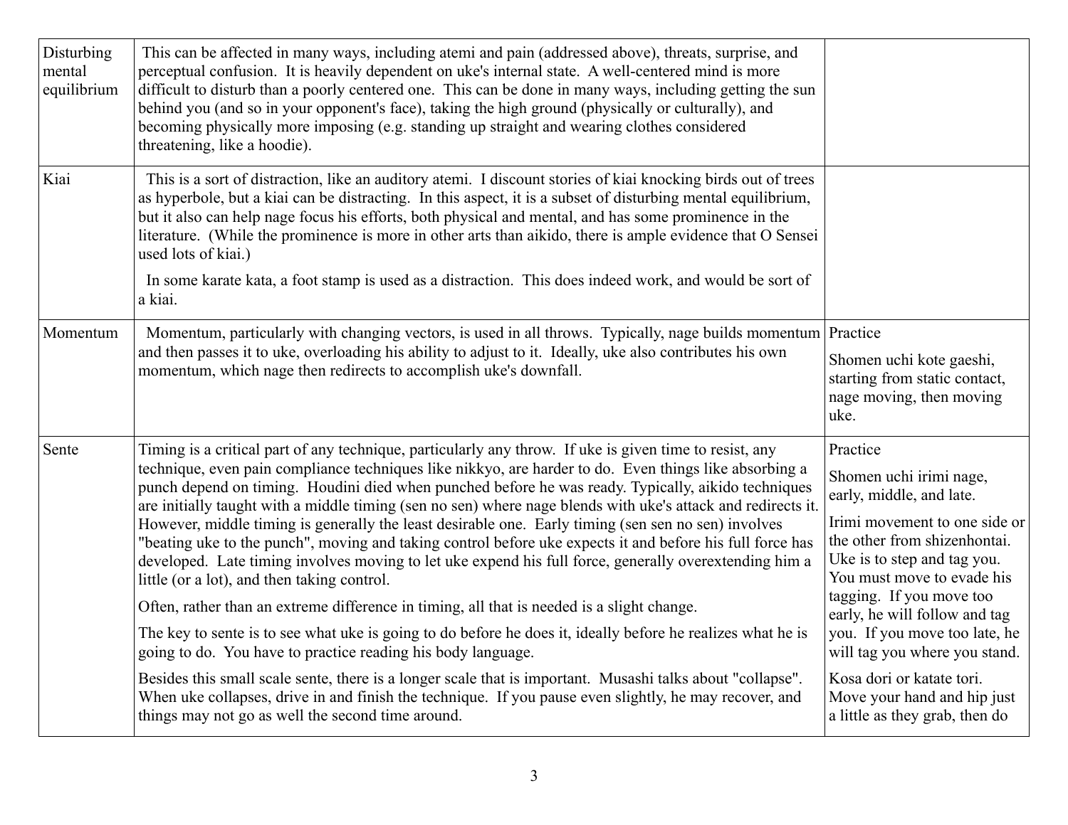| | | |
|---|---|---|
| Disturbing mental equilibrium | This can be affected in many ways, including atemi and pain (addressed above), threats, surprise, and perceptual confusion. It is heavily dependent on uke's internal state. A well-centered mind is more difficult to disturb than a poorly centered one. This can be done in many ways, including getting the sun behind you (and so in your opponent's face), taking the high ground (physically or culturally), and becoming physically more imposing (e.g. standing up straight and wearing clothes considered threatening, like a hoodie). | |
| Kiai | This is a sort of distraction, like an auditory atemi. I discount stories of kiai knocking birds out of trees as hyperbole, but a kiai can be distracting. In this aspect, it is a subset of disturbing mental equilibrium, but it also can help nage focus his efforts, both physical and mental, and has some prominence in the literature. (While the prominence is more in other arts than aikido, there is ample evidence that O Sensei used lots of kiai.)<br><br>In some karate kata, a foot stamp is used as a distraction. This does indeed work, and would be sort of a kiai. | |
| Momentum | Momentum, particularly with changing vectors, is used in all throws. Typically, nage builds momentum and then passes it to uke, overloading his ability to adjust to it. Ideally, uke also contributes his own momentum, which nage then redirects to accomplish uke's downfall. | Practice<br><br>Shomen uchi kote gaeshi, starting from static contact, nage moving, then moving uke. |
| Sente | Timing is a critical part of any technique, particularly any throw. If uke is given time to resist, any technique, even pain compliance techniques like nikkyo, are harder to do. Even things like absorbing a punch depend on timing. Houdini died when punched before he was ready. Typically, aikido techniques are initially taught with a middle timing (sen no sen) where nage blends with uke's attack and redirects it. However, middle timing is generally the least desirable one. Early timing (sen sen no sen) involves "beating uke to the punch", moving and taking control before uke expects it and before his full force has developed. Late timing involves moving to let uke expend his full force, generally overextending him a little (or a lot), and then taking control.<br><br>Often, rather than an extreme difference in timing, all that is needed is a slight change.<br><br>The key to sente is to see what uke is going to do before he does it, ideally before he realizes what he is going to do. You have to practice reading his body language.<br><br>Besides this small scale sente, there is a longer scale that is important. Musashi talks about "collapse". When uke collapses, drive in and finish the technique. If you pause even slightly, he may recover, and things may not go as well the second time around. | Practice<br><br>Shomen uchi irimi nage, early, middle, and late.<br><br>Irimi movement to one side or the other from shizenhontai. Uke is to step and tag you. You must move to evade his tagging. If you move too early, he will follow and tag you. If you move too late, he will tag you where you stand.<br><br>Kosa dori or katate tori. Move your hand and hip just a little as they grab, then do |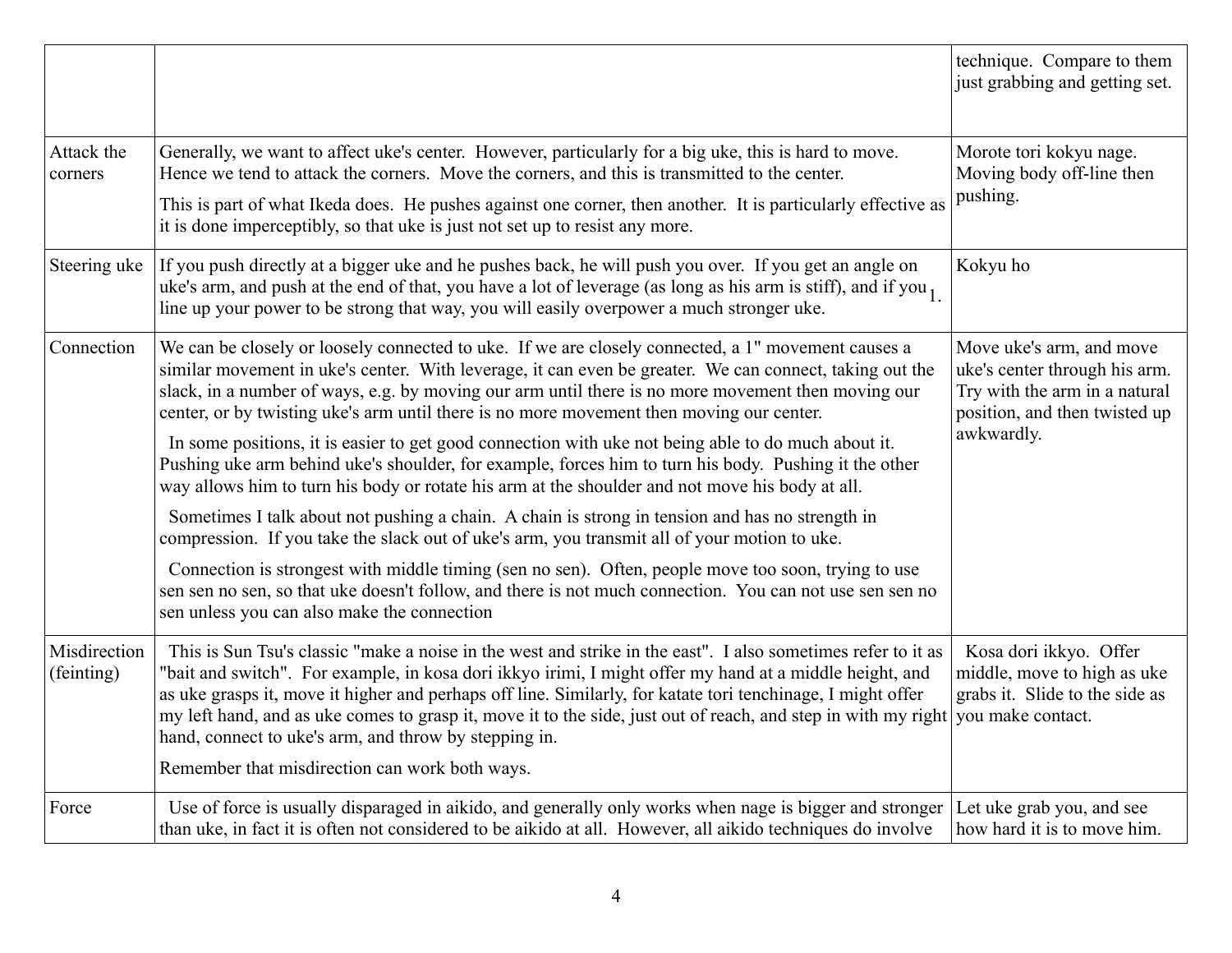| | | |
|---|---|---|
| | | technique. Compare to them just grabbing and getting set. |
| Attack the corners | Generally, we want to affect uke's center. However, particularly for a big uke, this is hard to move. Hence we tend to attack the corners. Move the corners, and this is transmitted to the center.<br><br>This is part of what Ikeda does. He pushes against one corner, then another. It is particularly effective as it is done imperceptibly, so that uke is just not set up to resist any more. | Morote tori kokyu nage. Moving body off-line then pushing. |
| Steering uke | If you push directly at a bigger uke and he pushes back, he will push you over. If you get an angle on uke's arm, and push at the end of that, you have a lot of leverage (as long as his arm is stiff), and if you line up your power to be strong that way, you will easily overpower a much stronger uke. | Kokyu ho |
| Connection | We can be closely or loosely connected to uke. If we are closely connected, a 1" movement causes a similar movement in uke's center. With leverage, it can even be greater. We can connect, taking out the slack, in a number of ways, e.g. by moving our arm until there is no more movement then moving our center, or by twisting uke's arm until there is no more movement then moving our center.<br><br>In some positions, it is easier to get good connection with uke not being able to do much about it. Pushing uke arm behind uke's shoulder, for example, forces him to turn his body. Pushing it the other way allows him to turn his body or rotate his arm at the shoulder and not move his body at all.<br><br>Sometimes I talk about not pushing a chain. A chain is strong in tension and has no strength in compression. If you take the slack out of uke's arm, you transmit all of your motion to uke.<br><br>Connection is strongest with middle timing (sen no sen). Often, people move too soon, trying to use sen sen no sen, so that uke doesn't follow, and there is not much connection. You can not use sen sen no sen unless you can also make the connection | Move uke's arm, and move uke's center through his arm. Try with the arm in a natural position, and then twisted up awkwardly. |
| Misdirection (feinting) | This is Sun Tsu's classic "make a noise in the west and strike in the east". I also sometimes refer to it as "bait and switch". For example, in kosa dori ikkyo irimi, I might offer my hand at a middle height, and as uke grasps it, move it higher and perhaps off line. Similarly, for katate tori tenchinage, I might offer my left hand, and as uke comes to grasp it, move it to the side, just out of reach, and step in with my right hand, connect to uke's arm, and throw by stepping in.<br><br>Remember that misdirection can work both ways. | Kosa dori ikkyo. Offer middle, move to high as uke grabs it. Slide to the side as you make contact. |
| Force | Use of force is usually disparaged in aikido, and generally only works when nage is bigger and stronger than uke, in fact it is often not considered to be aikido at all. However, all aikido techniques do involve | Let uke grab you, and see how hard it is to move him. |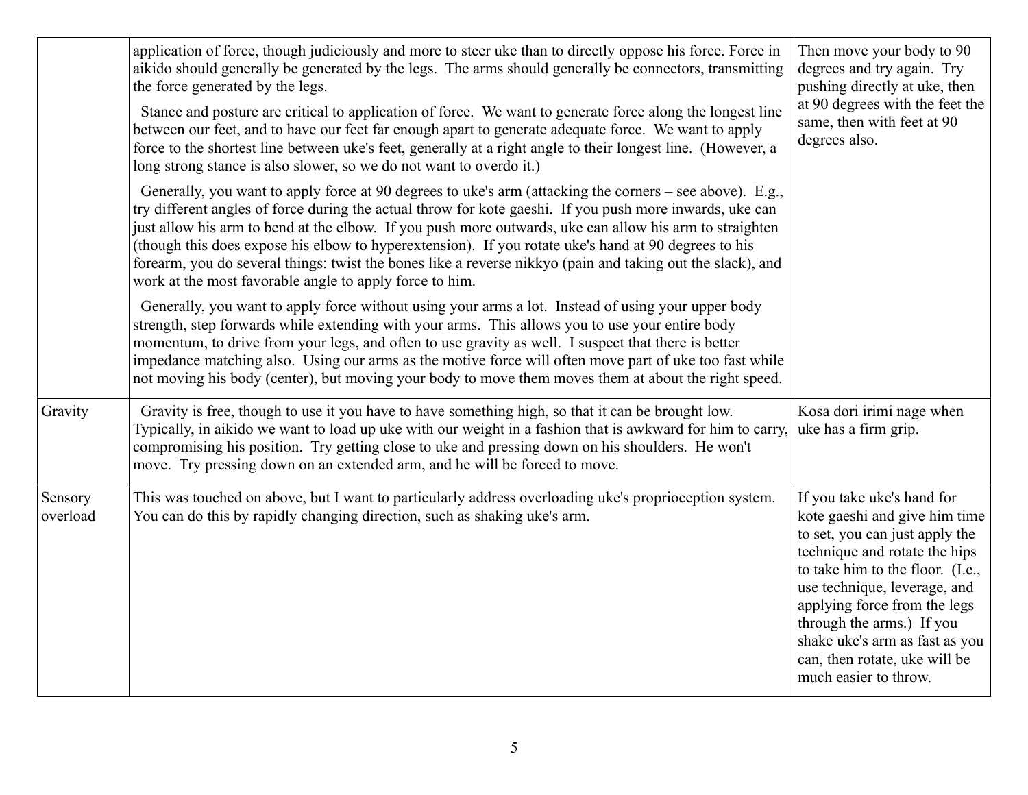| | | |
|---|---|---|
| | application of force, though judiciously and more to steer uke than to directly oppose his force. Force in aikido should generally be generated by the legs. The arms should generally be connectors, transmitting the force generated by the legs.<br><br>Stance and posture are critical to application of force. We want to generate force along the longest line between our feet, and to have our feet far enough apart to generate adequate force. We want to apply force to the shortest line between uke's feet, generally at a right angle to their longest line. (However, a long strong stance is also slower, so we do not want to overdo it.)<br><br>Generally, you want to apply force at 90 degrees to uke's arm (attacking the corners – see above). E.g., try different angles of force during the actual throw for kote gaeshi. If you push more inwards, uke can just allow his arm to bend at the elbow. If you push more outwards, uke can allow his arm to straighten (though this does expose his elbow to hyperextension). If you rotate uke's hand at 90 degrees to his forearm, you do several things: twist the bones like a reverse nikkyo (pain and taking out the slack), and work at the most favorable angle to apply force to him.<br><br>Generally, you want to apply force without using your arms a lot. Instead of using your upper body strength, step forwards while extending with your arms. This allows you to use your entire body momentum, to drive from your legs, and often to use gravity as well. I suspect that there is better impedance matching also. Using our arms as the motive force will often move part of uke too fast while not moving his body (center), but moving your body to move them moves them at about the right speed. | Then move your body to 90 degrees and try again. Try pushing directly at uke, then at 90 degrees with the feet the same, then with feet at 90 degrees also. |
| Gravity | Gravity is free, though to use it you have to have something high, so that it can be brought low. Typically, in aikido we want to load up uke with our weight in a fashion that is awkward for him to carry, compromising his position. Try getting close to uke and pressing down on his shoulders. He won't move. Try pressing down on an extended arm, and he will be forced to move. | Kosa dori irimi nage when uke has a firm grip. |
| Sensory overload | This was touched on above, but I want to particularly address overloading uke's proprioception system. You can do this by rapidly changing direction, such as shaking uke's arm. | If you take uke's hand for kote gaeshi and give him time to set, you can just apply the technique and rotate the hips to take him to the floor. (I.e., use technique, leverage, and applying force from the legs through the arms.) If you shake uke's arm as fast as you can, then rotate, uke will be much easier to throw. |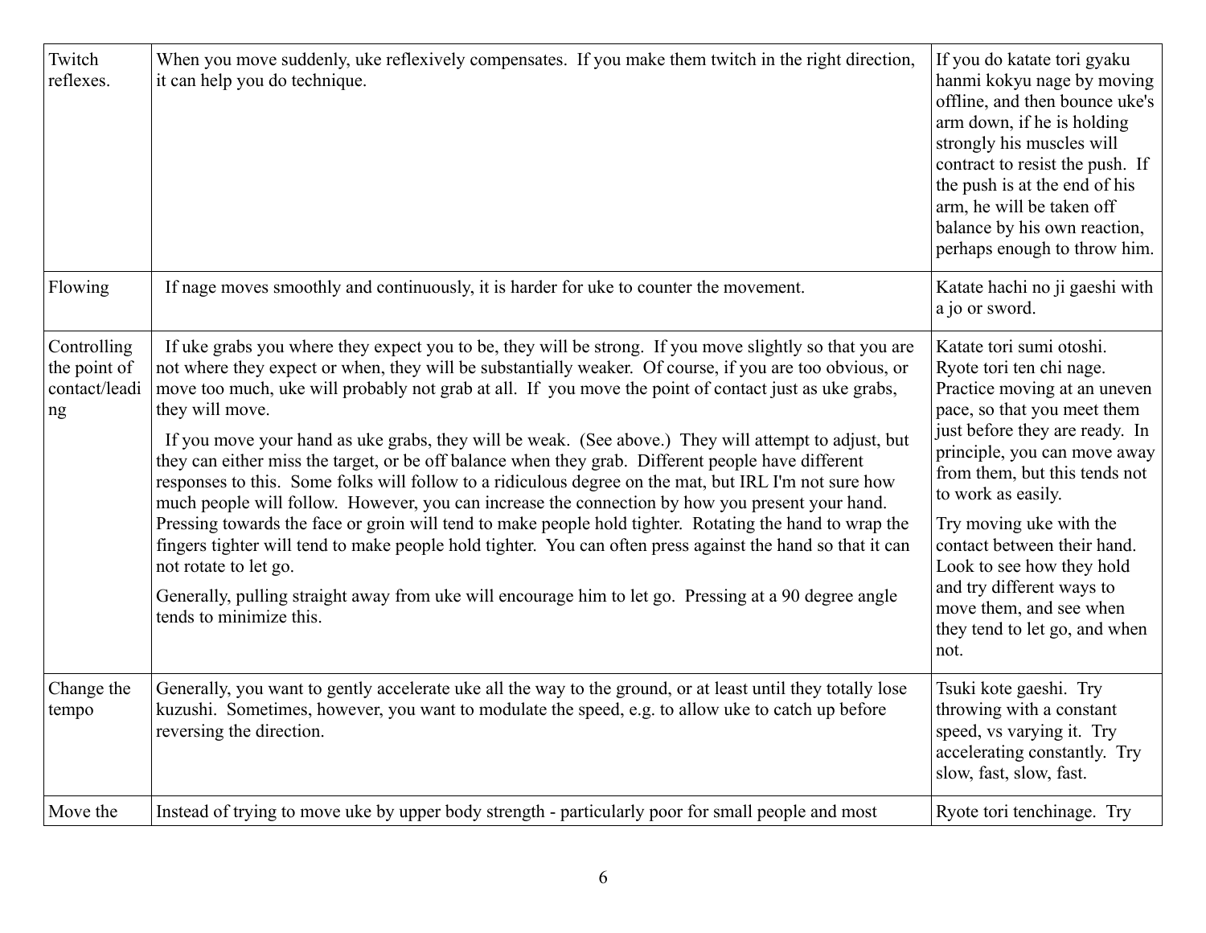| | | |
|---|---|---|
| Twitch reflexes. | When you move suddenly, uke reflexively compensates. If you make them twitch in the right direction, it can help you do technique. | If you do katate tori gyaku hanmi kokyu nage by moving offline, and then bounce uke's arm down, if he is holding strongly his muscles will contract to resist the push. If the push is at the end of his arm, he will be taken off balance by his own reaction, perhaps enough to throw him. |
| Flowing | If nage moves smoothly and continuously, it is harder for uke to counter the movement. | Katate hachi no ji gaeshi with a jo or sword. |
| Controlling the point of contact/leading | If uke grabs you where they expect you to be, they will be strong. If you move slightly so that you are not where they expect or when, they will be substantially weaker. Of course, if you are too obvious, or move too much, uke will probably not grab at all. If you move the point of contact just as uke grabs, they will move.<br><br>If you move your hand as uke grabs, they will be weak. (See above.) They will attempt to adjust, but they can either miss the target, or be off balance when they grab. Different people have different responses to this. Some folks will follow to a ridiculous degree on the mat, but IRL I'm not sure how much people will follow. However, you can increase the connection by how you present your hand. Pressing towards the face or groin will tend to make people hold tighter. Rotating the hand to wrap the fingers tighter will tend to make people hold tighter. You can often press against the hand so that it can not rotate to let go.<br><br>Generally, pulling straight away from uke will encourage him to let go. Pressing at a 90 degree angle tends to minimize this. | Katate tori sumi otoshi. Ryote tori ten chi nage. Practice moving at an uneven pace, so that you meet them just before they are ready. In principle, you can move away from them, but this tends not to work as easily.<br><br>Try moving uke with the contact between their hand. Look to see how they hold and try different ways to move them, and see when they tend to let go, and when not. |
| Change the tempo | Generally, you want to gently accelerate uke all the way to the ground, or at least until they totally lose kuzushi. Sometimes, however, you want to modulate the speed, e.g. to allow uke to catch up before reversing the direction. | Tsuki kote gaeshi. Try throwing with a constant speed, vs varying it. Try accelerating constantly. Try slow, fast, slow, fast. |
| Move the | Instead of trying to move uke by upper body strength - particularly poor for small people and most | Ryote tori tenchinage. Try |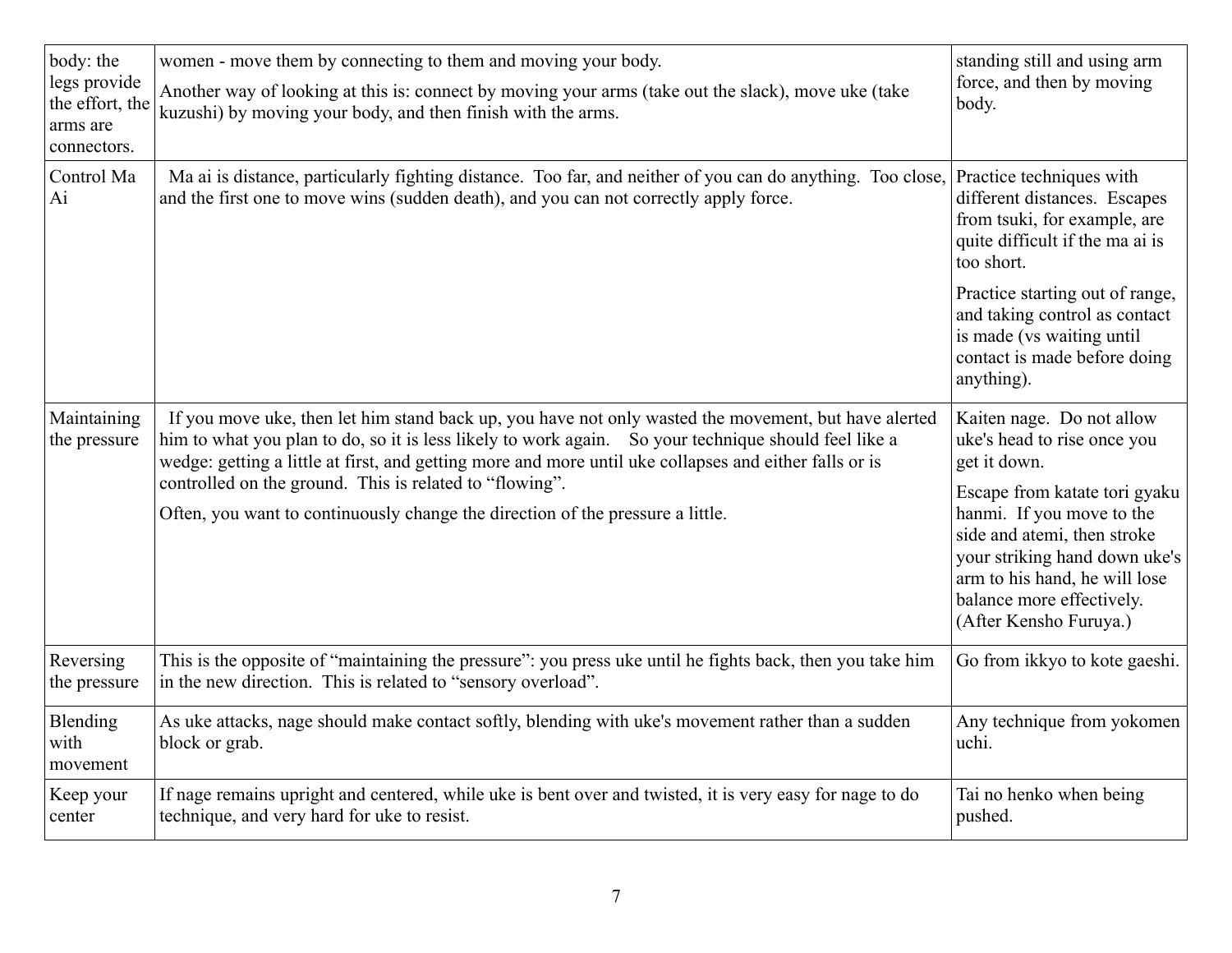| | | |
|---|---|---|
| body: the legs provide the effort, the arms are connectors. | women - move them by connecting to them and moving your body.<br>Another way of looking at this is: connect by moving your arms (take out the slack), move uke (take kuzushi) by moving your body, and then finish with the arms. | standing still and using arm force, and then by moving body. |
| Control Ma Ai | Ma ai is distance, particularly fighting distance. Too far, and neither of you can do anything. Too close, and the first one to move wins (sudden death), and you can not correctly apply force. | Practice techniques with different distances. Escapes from tsuki, for example, are quite difficult if the ma ai is too short.<br>Practice starting out of range, and taking control as contact is made (vs waiting until contact is made before doing anything). |
| Maintaining the pressure | If you move uke, then let him stand back up, you have not only wasted the movement, but have alerted him to what you plan to do, so it is less likely to work again. So your technique should feel like a wedge: getting a little at first, and getting more and more until uke collapses and either falls or is controlled on the ground. This is related to "flowing".<br>Often, you want to continuously change the direction of the pressure a little. | Kaiten nage. Do not allow uke's head to rise once you get it down.<br>Escape from katate tori gyaku hanmi. If you move to the side and atemi, then stroke your striking hand down uke's arm to his hand, he will lose balance more effectively. (After Kensho Furuya.) |
| Reversing the pressure | This is the opposite of "maintaining the pressure": you press uke until he fights back, then you take him in the new direction. This is related to "sensory overload". | Go from ikkyo to kote gaeshi. |
| Blending with movement | As uke attacks, nage should make contact softly, blending with uke's movement rather than a sudden block or grab. | Any technique from yokomen uchi. |
| Keep your center | If nage remains upright and centered, while uke is bent over and twisted, it is very easy for nage to do technique, and very hard for uke to resist. | Tai no henko when being pushed. |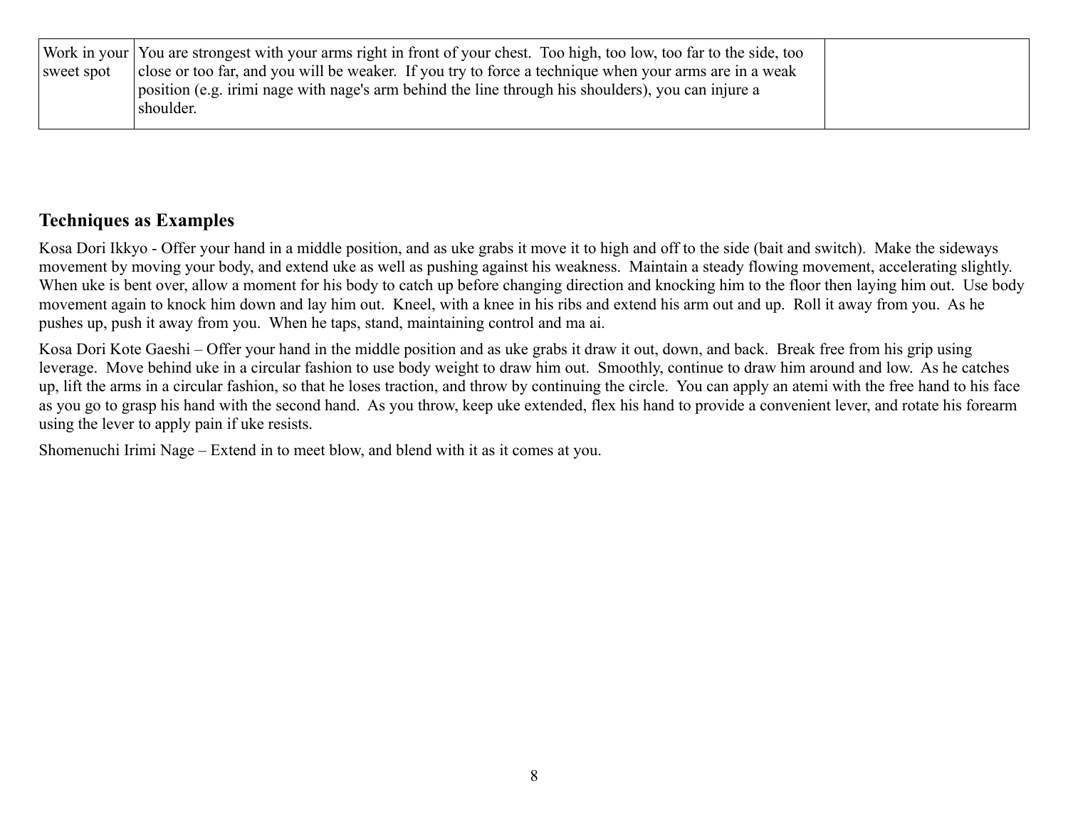| | | |
|---|---|---|
| Work in your sweet spot | You are strongest with your arms right in front of your chest. Too high, too low, too far to the side, too close or too far, and you will be weaker. If you try to force a technique when your arms are in a weak position (e.g. irimi nage with nage's arm behind the line through his shoulders), you can injure a shoulder. | |

## Techniques as Examples

Kosa Dori Ikkyo - Offer your hand in a middle position, and as uke grabs it move it to high and off to the side (bait and switch). Make the sideways movement by moving your body, and extend uke as well as pushing against his weakness. Maintain a steady flowing movement, accelerating slightly. When uke is bent over, allow a moment for his body to catch up before changing direction and knocking him to the floor then laying him out. Use body movement again to knock him down and lay him out. Kneel, with a knee in his ribs and extend his arm out and up. Roll it away from you. As he pushes up, push it away from you. When he taps, stand, maintaining control and ma ai.

Kosa Dori Kote Gaeshi – Offer your hand in the middle position and as uke grabs it draw it out, down, and back. Break free from his grip using leverage. Move behind uke in a circular fashion to use body weight to draw him out. Smoothly, continue to draw him around and low. As he catches up, lift the arms in a circular fashion, so that he loses traction, and throw by continuing the circle. You can apply an atemi with the free hand to his face as you go to grasp his hand with the second hand. As you throw, keep uke extended, flex his hand to provide a convenient lever, and rotate his forearm using the lever to apply pain if uke resists.

Shomenuchi Irimi Nage – Extend in to meet blow, and blend with it as it comes at you.